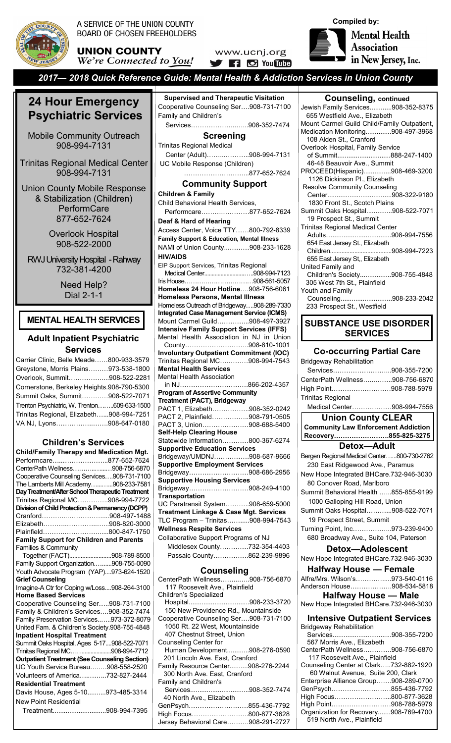A SERVICE OF THE UNION COUNTY BOARD OF CHOSEN FREEHOLDERS

**UNION COUNTY** *We're Connected to You!*

www.ucnj.org

Compiled by: **Mental Health Association in New Jersey, Inc.**

# 2017— 2018 Quick Reference Guide: Mental Health & Addiction Services in Union County

## 24 Hour Emergency Psychiatric Services

Mobile Community Outreach
908-994-7131

Trinitas Regional Medical Center
908-994-7131

Union County Mobile Response & Stabilization (Children)
PerformCare
877-652-7624

Overlook Hospital
908-522-2000

RWJ University Hospital - Rahway
732-381-4200

Need Help?
Dial 2-1-1

## MENTAL HEALTH SERVICES

### Adult Inpatient Psychiatric Services

Carrier Clinic, Belle Meade……800-933-3579
Greystone, Morris Plains………973-538-1800
Overlook, Summit………………908-522-2281
Cornerstone, Berkeley Heights.908-790-5300
Summit Oaks, Summit…………908-522-7071
Trenton Psychiatric, W. Trenton……609-633-1500
Trinitas Regional, Elizabeth……908-994-7251
VA NJ, Lyons……………………908-647-0180

### Children's Services

**Child/Family Therapy and Medication Mgt.**
Performcare……………………877-652-7624
CenterPath Wellness……………908-756-6870
Cooperative Counseling Services….908-731-7100
The Lamberts Mill Academy………908-233-7581

**Day Treatment/After School Therapeutic Treatment**
Trinitas Regional MC……………908-994-7722

**Division of Child Protection & Permanency (DCPP)**
Cranford…………………………908-497-1488
Elizabeth…………………………908-820-3000
Plainfield…………………………800-847-1750

**Family Support for Children and Parents**
Families & Community Together (FACT)………………908-789-8500
Family Support Organization……908-755-0090
Youth Advocate Program (YAP)….973-624-1520

**Grief Counseling**
Imagine-A Ctr for Coping w/Loss….908-264-3100

**Home Based Services**
Cooperative Counseling Ser…..908-731-7100
Family & Children's Services….908-352-7474
Family Preservation Services……973-372-8079
United Fam. & Children's Society.908-755-4848

**Inpatient Hospital Treatment**
Summit Oaks Hospital, Ages 5-17….908-522-7071
Trinitas Regional MC…………………908-994-7712

**Outpatient Treatment (See Counseling Section)**
UC Youth Service Bureau………908-558-2520
Volunteers of America……………732-827-2444

**Residential Treatment**
Davis House, Ages 5-10………973-485-3314
New Point Residential Treatment…………………………908-994-7395

**Supervised and Therapeutic Visitation**
Cooperative Counseling Ser….908-731-7100
Family and Children's Services…………………………908-352-7474

### Screening

Trinitas Regional Medical Center (Adult)……………………908-994-7131
UC Mobile Response (Children) …………………………877-652-7624

### Community Support

**Children & Family**
Child Behavioral Health Services, Performcare…………………877-652-7624

**Deaf & Hard of Hearing**
Access Center, Voice TTY……800-792-8339

**Family Support & Education, Mental Illness**
NAMI of Union County…………908-233-1628

**HIV/AIDS**
EIP Support Services, Trinitas Regional Medical Center…………………………908-994-7123
Iris House……………………………908-561-5057

**Homeless 24 Hour Hotline**….908-756-6061

**Homeless Persons, Mental Illness**
Homeless Outreach of Bridgeway….908-289-7330

**Integrated Case Management Service (ICMS)**
Mount Carmel Guild……………908-497-3927

**Intensive Family Support Services (IFFS)**
Mental Health Association in NJ in Union County…………………………908-810-1001

**Involuntary Outpatient Commitment (IOC)**
Trinitas Regional MC…………908-994-7543

**Mental Health Services**
Mental Health Association in NJ……………………………866-202-4357

**Program of Assertive Community Treatment (PACT), Bridgeway**
PACT 1, Elizabeth……………908-352-0242
PACT 2, Plainfield……………908-791-0505
PACT 3, Union…………………908-688-5400

**Self-Help Clearing House**
Statewide Information…………800-367-6274

**Supportive Education Services**
Bridgeway/UMDNJ……………908-687-9666

**Supportive Employment Services**
Bridgeway………………………908-686-2956

**Supportive Housing Services**
Bridgeway………………………908-249-4100

**Transportation**
UC Paratransit System…………908-659-5000

**Treatment Linkage & Case Mgt. Services**
TLC Program – Trinitas…………908-994-7543

**Wellness Respite Services**
Collaborative Support Programs of NJ
Middlesex County……………732-354-4403
Passaic County………………862-239-9896

### Counseling

CenterPath Wellness……………908-756-6870
117 Roosevelt Ave., Plainfield
Children's Specialized Hospital………………………………908-233-3720
150 New Providence Rd., Mountainside
Cooperative Counseling Ser….908-731-7100
1050 Rt. 22 West, Mountainside
407 Chestnut Street, Union
Counseling Center for Human Development…………908-276-0590
201 Lincoln Ave. East, Cranford
Family Resource Center…………908-276-2244
300 North Ave. East, Cranford
Family and Children's Services………………………………908-352-7474
40 North Ave., Elizabeth
GenPsych…………………………855-436-7792
High Focus…………………………800-877-3628
Jersey Behavioral Care…………908-291-2727

### Counseling, continued

Jewish Family Services…………908-352-8375
655 Westfield Ave., Elizabeth
Mount Carmel Guild Child/Family Outpatient, Medication Monitoring…………908-497-3968
108 Alden St., Cranford
Overlook Hospital, Family Service of Summit……………………………888-247-1400
46-48 Beauvoir Ave., Summit
PROCEED(Hispanic)……………908-469-3200
1126 Dickinson Pl., Elizabeth
Resolve Community Counseling Center……………………………………908-322-9180
1830 Front St., Scotch Plains
Summit Oaks Hospital…………908-522-7071
19 Prospect St., Summit
Trinitas Regional Medical Center
Adults………………………………908-994-7556
654 East Jersey St., Elizabeth
Children……………………………908-994-7223
655 East Jersey St., Elizabeth
United Family and Children's Society……………908-755-4848
305 West 7th St., Plainfield
Youth and Family Counseling…………………………908-233-2042
233 Prospect St., Westfield

## SUBSTANCE USE DISORDER SERVICES

### Co-occurring Partial Care

Bridgeway Rehabilitation Services……………………………908-355-7200
CenterPath Wellness……………908-756-6870
High Point…………………………908-788-5979
Trinitas Regional Medical Center………………908-994-7556

### Union County CLEAR

**Community Law Enforcement Addiction Recovery…………………………855-825-3275**

### Detox—Adult

Bergen Regional Medical Center……800-730-2762
230 East Ridgewood Ave., Paramus
New Hope Integrated BHCare.732-946-3030
80 Conover Road, Marlboro
Summit Behavioral Health ……855-855-9199
1000 Galloping Hill Road, Union
Summit Oaks Hospital…………908-522-7071
19 Prospect Street, Summit
Turning Point, Inc………………973-239-9400
680 Broadway Ave., Suite 104, Paterson

### Detox—Adolescent

New Hope Integrated BHCare.732-946-3030

### Halfway House — Female

Alfre/Mrs. Wilson's……………973-540-0116
Anderson House…………………908-534-5818

### Halfway House — Male

New Hope Integrated BHCare.732-946-3030

### Intensive Outpatient Services

Bridgeway Rehabilitation Services……………………………908-355-7200
567 Morris Ave., Elizabeth
CenterPath Wellness……………908-756-6870
117 Roosevelt Ave., Plainfield
Counseling Center at Clark…..732-882-1920
60 Walnut Avenue, Suite 200, Clark
Enterprise Alliance Group……908-289-0700
GenPsych…………………………855-436-7792
High Focus…………………………800-877-3628
High Point…………………………908-788-5979
Organization for Recovery…….908-769-4700
519 North Ave., Plainfield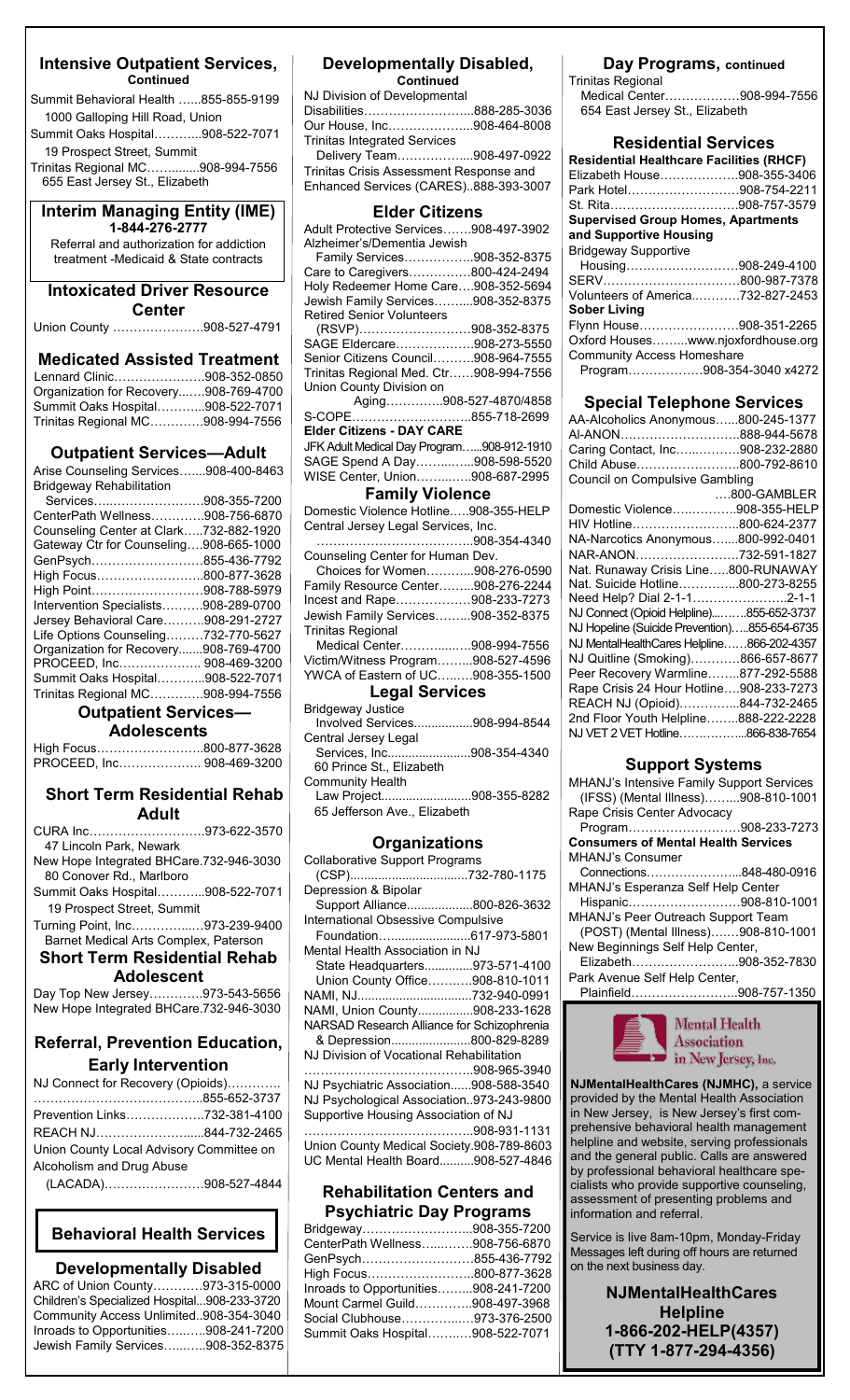## Intensive Outpatient Services, Continued

Summit Behavioral Health ......855-855-9199
1000 Galloping Hill Road, Union
Summit Oaks Hospital...........908-522-7071
19 Prospect Street, Summit
Trinitas Regional MC.............908-994-7556
655 East Jersey St., Elizabeth

## Interim Managing Entity (IME)

**1-844-276-2777**

Referral and authorization for addiction treatment -Medicaid & State contracts

## Intoxicated Driver Resource Center

Union County ......................908-527-4791

## Medicated Assisted Treatment

Lennard Clinic......................908-352-0850
Organization for Recovery.......908-769-4700
Summit Oaks Hospital............908-522-7071
Trinitas Regional MC.............908-994-7556

## Outpatient Services—Adult

Arise Counseling Services.......908-400-8463
Bridgeway Rehabilitation
Services.........................908-355-7200
CenterPath Wellness.............908-756-6870
Counseling Center at Clark.....732-882-1920
Gateway Ctr for Counseling....908-665-1000
GenPsych...........................855-436-7792
High Focus..........................800-877-3628
High Point...........................908-788-5979
Intervention Specialists..........908-289-0700
Jersey Behavioral Care..........908-291-2727
Life Options Counseling.........732-770-5627
Organization for Recovery.......908-769-4700
PROCEED, Inc.................... 908-469-3200
Summit Oaks Hospital............908-522-7071
Trinitas Regional MC.............908-994-7556

## Outpatient Services—Adolescents

High Focus..........................800-877-3628
PROCEED, Inc.................... 908-469-3200

## Short Term Residential Rehab Adult

CURA Inc............................973-622-3570
47 Lincoln Park, Newark
New Hope Integrated BHCare.732-946-3030
80 Conover Rd., Marlboro
Summit Oaks Hospital............908-522-7071
19 Prospect Street, Summit
Turning Point, Inc..................973-239-9400
Barnet Medical Arts Complex, Paterson

## Short Term Residential Rehab Adolescent

Day Top New Jersey.............973-543-5656
New Hope Integrated BHCare.732-946-3030

## Referral, Prevention Education, Early Intervention

NJ Connect for Recovery (Opioids).............
.........................................855-652-3737
Prevention Links...................732-381-4100
REACH NJ............................844-732-2465
Union County Local Advisory Committee on Alcoholism and Drug Abuse
(LACADA)........................908-527-4844

# Behavioral Health Services

## Developmentally Disabled

ARC of Union County............973-315-0000
Children's Specialized Hospital...908-233-3720
Community Access Unlimited..908-354-3040
Inroads to Opportunities..........908-241-7200
Jewish Family Services...........908-352-8375

## Developmentally Disabled, Continued

NJ Division of Developmental
Disabilities...........................888-285-3036
Our House, Inc.....................908-464-8008
Trinitas Integrated Services
Delivery Team...................908-497-0922
Trinitas Crisis Assessment Response and Enhanced Services (CARES)..888-393-3007

## Elder Citizens

Adult Protective Services.......908-497-3902
Alzheimer's/Dementia Jewish
Family Services.................908-352-8375
Care to Caregivers...............800-424-2494
Holy Redeemer Home Care....908-352-5694
Jewish Family Services..........908-352-8375
Retired Senior Volunteers
(RSVP)............................908-352-8375
SAGE Eldercare...................908-273-5550
Senior Citizens Council..........908-964-7555
Trinitas Regional Med. Ctr......908-994-7556
Union County Division on
Aging..............908-527-4870/4858
S-COPE.............................855-718-2699

**Elder Citizens - DAY CARE**

JFK Adult Medical Day Program......908-912-1910
SAGE Spend A Day...............908-598-5520
WISE Center, Union..............908-687-2995

## Family Violence

Domestic Violence Hotline.....908-355-HELP
Central Jersey Legal Services, Inc.
.........................................908-354-4340
Counseling Center for Human Dev.
Choices for Women............908-276-0590
Family Resource Center.........908-276-2244
Incest and Rape..................908-233-7273
Jewish Family Services.........908-352-8375
Trinitas Regional
Medical Center...................908-994-7556
Victim/Witness Program.........908-527-4596
YWCA of Eastern of UC.........908-355-1500

## Legal Services

Bridgeway Justice
Involved Services................908-994-8544
Central Jersey Legal
Services, Inc......................908-354-4340
60 Prince St., Elizabeth
Community Health
Law Project.........................908-355-8282
65 Jefferson Ave., Elizabeth

## Organizations

Collaborative Support Programs
(CSP)..................................732-780-1175
Depression & Bipolar
Support Alliance..................800-826-3632
International Obsessive Compulsive
Foundation.........................617-973-5801
Mental Health Association in NJ
State Headquarters.............973-571-4100
Union County Office...........908-810-1011
NAMI, NJ...............................732-940-0991
NAMI, Union County...............908-233-1628
NARSAD Research Alliance for Schizophrenia
& Depression......................800-829-8289
NJ Division of Vocational Rehabilitation
.........................................908-965-3940
NJ Psychiatric Association......908-588-3540
NJ Psychological Association..973-243-9800
Supportive Housing Association of NJ
.........................................908-931-1131
Union County Medical Society.908-789-8603
UC Mental Health Board.........908-527-4846

## Rehabilitation Centers and Psychiatric Day Programs

Bridgeway...........................908-355-7200
CenterPath Wellness.............908-756-6870
GenPsych...........................855-436-7792
High Focus..........................800-877-3628
Inroads to Opportunities.........908-241-7200
Mount Carmel Guild..............908-497-3968
Social Clubhouse..................973-376-2500
Summit Oaks Hospital...........908-522-7071

## Day Programs, continued

Trinitas Regional
Medical Center..................908-994-7556
654 East Jersey St., Elizabeth

## Residential Services

**Residential Healthcare Facilities (RHCF)**

Elizabeth House...................908-355-3406
Park Hotel...........................908-754-2211
St. Rita...............................908-757-3579

**Supervised Group Homes, Apartments and Supportive Housing**

Bridgeway Supportive
Housing...........................908-249-4100
SERV.................................800-987-7378
Volunteers of America............732-827-2453

**Sober Living**

Flynn House........................908-351-2265
Oxford Houses.........www.njoxfordhouse.org
Community Access Homeshare
Program..................908-354-3040 x4272

## Special Telephone Services

AA-Alcoholics Anonymous......800-245-1377
Al-ANON.............................888-944-5678
Caring Contact, Inc................908-232-2880
Child Abuse.........................800-792-8610
Council on Compulsive Gambling
....800-GAMBLER
Domestic Violence.................908-355-HELP
HIV Hotline..........................800-624-2377
NA-Narcotics Anonymous.......800-992-0401
NAR-ANON..........................732-591-1827
Nat. Runaway Crisis Line.....800-RUNAWAY
Nat. Suicide Hotline...............800-273-8255
Need Help? Dial 2-1-1........................2-1-1
NJ Connect (Opioid Helpline)..........855-652-3737
NJ Hopeline (Suicide Prevention)......855-654-6735
NJ MentalHealthCares Helpline......866-202-4357
NJ Quitline (Smoking)............866-657-8677
Peer Recovery Warmline........877-292-5588
Rape Crisis 24 Hour Hotline....908-233-7273
REACH NJ (Opioid)...............844-732-2465
2nd Floor Youth Helpline........888-222-2228
NJ VET 2 VET Hotline..................866-838-7654

## Support Systems

MHANJ's Intensive Family Support Services
(IFSS) (Mental Illness).........908-810-1001
Rape Crisis Center Advocacy
Program...........................908-233-7273

**Consumers of Mental Health Services**

MHANJ's Consumer
Connections.......................848-480-0916
MHANJ's Esperanza Self Help Center
Hispanic...........................908-810-1001
MHANJ's Peer Outreach Support Team
(POST) (Mental Illness).......908-810-1001
New Beginnings Self Help Center,
Elizabeth..........................908-352-7830
Park Avenue Self Help Center,
Plainfield..........................908-757-1350

**Mental Health Association in New Jersey, Inc.**

**NJMentalHealthCares (NJMHC),** a service provided by the Mental Health Association in New Jersey, is New Jersey's first comprehensive behavioral health management helpline and website, serving professionals and the general public. Calls are answered by professional behavioral healthcare specialists who provide supportive counseling, assessment of presenting problems and information and referral.

Service is live 8am-10pm, Monday-Friday
Messages left during off hours are returned on the next business day.

**NJMentalHealthCares Helpline**
**1-866-202-HELP(4357)**
**(TTY 1-877-294-4356)**